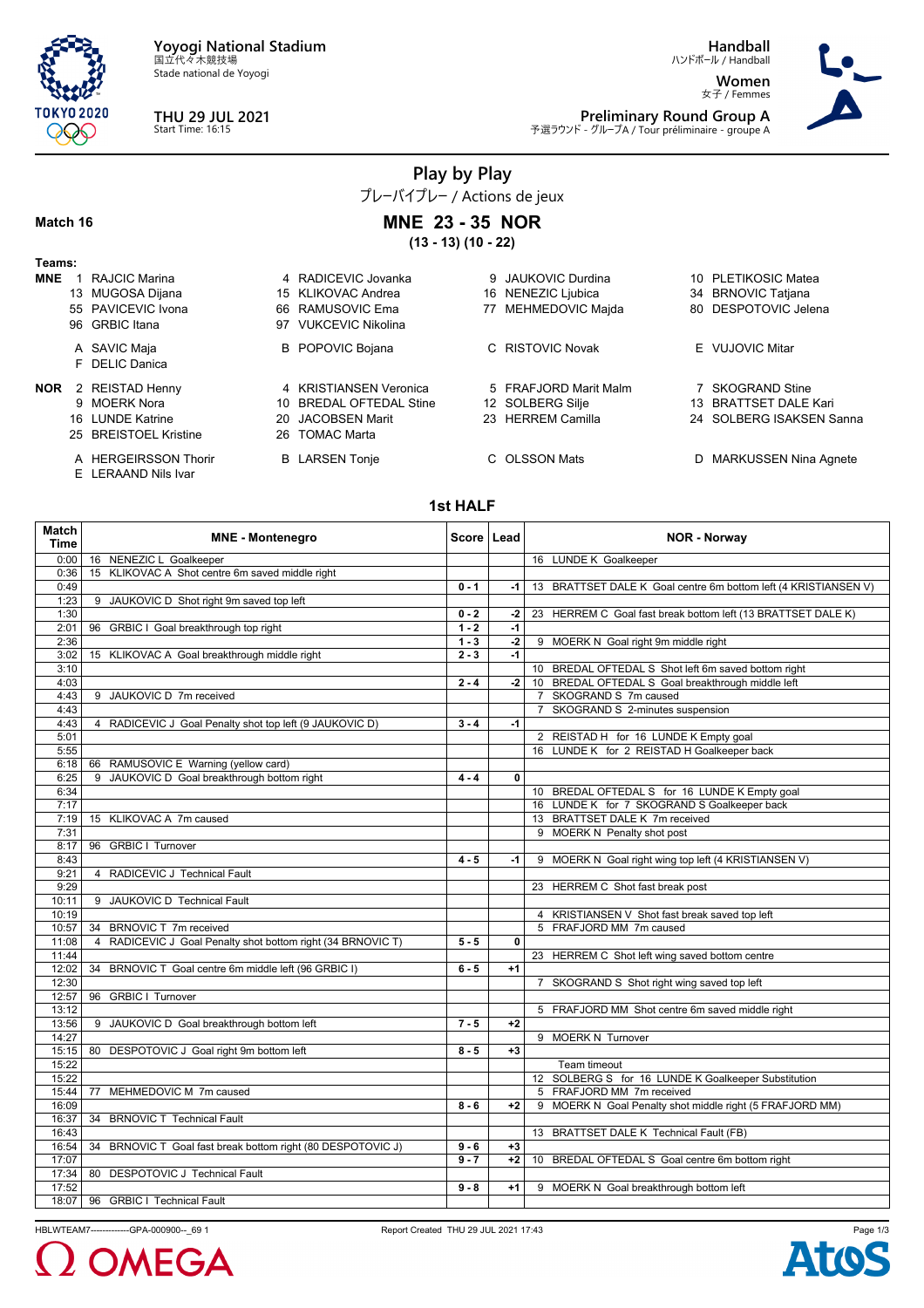**Yoyogi National Stadium**
国立代々木競技場
Stade national de Yoyogi

**Handball**
ハンドボール / Handball

**Women**
女子 / Femmes

**THU 29 JUL 2021**
Start Time: 16:15

**Preliminary Round Group A**
予選ラウンド - グループA / Tour préliminaire - groupe A

# Play by Play

プレーバイプレー / Actions de jeux

**Match 16**

## MNE 23 - 35 NOR

**(13 - 13) (10 - 22)**

**Teams:**

**MNE**
1 RAJCIC Marina, 4 RADICEVIC Jovanka, 9 JAUKOVIC Durdina, 10 PLETIKOSIC Matea
13 MUGOSA Dijana, 15 KLIKOVAC Andrea, 16 NENEZIC Ljubica, 34 BRNOVIC Tatjana
55 PAVICEVIC Ivona, 66 RAMUSOVIC Ema, 77 MEHMEDOVIC Majda, 80 DESPOTOVIC Jelena
96 GRBIC Itana, 97 VUKCEVIC Nikolina

A SAVIC Maja, B POPOVIC Bojana, C RISTOVIC Novak, E VUJOVIC Mitar
F DELIC Danica

**NOR**
2 REISTAD Henny, 4 KRISTIANSEN Veronica, 5 FRAFJORD Marit Malm, 7 SKOGRAND Stine
9 MOERK Nora, 10 BREDAL OFTEDAL Stine, 12 SOLBERG Silje, 13 BRATTSET DALE Kari
16 LUNDE Katrine, 20 JACOBSEN Marit, 23 HERREM Camilla, 24 SOLBERG ISAKSEN Sanna
25 BREISTOEL Kristine, 26 TOMAC Marta

A HERGEIRSSON Thorir, B LARSEN Tonje, C OLSSON Mats, D MARKUSSEN Nina Agnete
E LERAAND Nils Ivar

### 1st HALF

| Match Time | MNE - Montenegro | Score | Lead | NOR - Norway |
|---|---|---|---|---|
| 0:00 | 16 NENEZIC L Goalkeeper | | | 16 LUNDE K Goalkeeper |
| 0:36 | 15 KLIKOVAC A Shot centre 6m saved middle right | | | |
| 0:49 | | 0 - 1 | -1 | 13 BRATTSET DALE K Goal centre 6m bottom left (4 KRISTIANSEN V) |
| 1:23 | 9 JAUKOVIC D Shot right 9m saved top left | | | |
| 1:30 | | 0 - 2 | -2 | 23 HERREM C Goal fast break bottom left (13 BRATTSET DALE K) |
| 2:01 | 96 GRBIC I Goal breakthrough top right | 1 - 2 | -1 | |
| 2:36 | | 1 - 3 | -2 | 9 MOERK N Goal right 9m middle right |
| 3:02 | 15 KLIKOVAC A Goal breakthrough middle right | 2 - 3 | -1 | |
| 3:10 | | | | 10 BREDAL OFTEDAL S Shot left 6m saved bottom right |
| 4:03 | | 2 - 4 | -2 | 10 BREDAL OFTEDAL S Goal breakthrough middle left |
| 4:43 | 9 JAUKOVIC D 7m received | | | 7 SKOGRAND S 7m caused |
| 4:43 | | | | 7 SKOGRAND S 2-minutes suspension |
| 4:43 | 4 RADICEVIC J Goal Penalty shot top left (9 JAUKOVIC D) | 3 - 4 | -1 | |
| 5:01 | | | | 2 REISTAD H for 16 LUNDE K Empty goal |
| 5:55 | | | | 16 LUNDE K for 2 REISTAD H Goalkeeper back |
| 6:18 | 66 RAMUSOVIC E Warning (yellow card) | | | |
| 6:25 | 9 JAUKOVIC D Goal breakthrough bottom right | 4 - 4 | 0 | |
| 6:34 | | | | 10 BREDAL OFTEDAL S for 16 LUNDE K Empty goal |
| 7:17 | | | | 16 LUNDE K for 7 SKOGRAND S Goalkeeper back |
| 7:19 | 15 KLIKOVAC A 7m caused | | | 13 BRATTSET DALE K 7m received |
| 7:31 | | | | 9 MOERK N Penalty shot post |
| 8:17 | 96 GRBIC I Turnover | | | |
| 8:43 | | 4 - 5 | -1 | 9 MOERK N Goal right wing top left (4 KRISTIANSEN V) |
| 9:21 | 4 RADICEVIC J Technical Fault | | | |
| 9:29 | | | | 23 HERREM C Shot fast break post |
| 10:11 | 9 JAUKOVIC D Technical Fault | | | |
| 10:19 | | | | 4 KRISTIANSEN V Shot fast break saved top left |
| 10:57 | 34 BRNOVIC T 7m received | | | 5 FRAFJORD MM 7m caused |
| 11:08 | 4 RADICEVIC J Goal Penalty shot bottom right (34 BRNOVIC T) | 5 - 5 | 0 | |
| 11:44 | | | | 23 HERREM C Shot left wing saved bottom centre |
| 12:02 | 34 BRNOVIC T Goal centre 6m middle left (96 GRBIC I) | 6 - 5 | +1 | |
| 12:30 | | | | 7 SKOGRAND S Shot right wing saved top left |
| 12:57 | 96 GRBIC I Turnover | | | |
| 13:12 | | | | 5 FRAFJORD MM Shot centre 6m saved middle right |
| 13:56 | 9 JAUKOVIC D Goal breakthrough bottom left | 7 - 5 | +2 | |
| 14:27 | | | | 9 MOERK N Turnover |
| 15:15 | 80 DESPOTOVIC J Goal right 9m bottom left | 8 - 5 | +3 | |
| 15:22 | | | | Team timeout |
| 15:22 | | | | 12 SOLBERG S for 16 LUNDE K Goalkeeper Substitution |
| 15:44 | 77 MEHMEDOVIC M 7m caused | | | 5 FRAFJORD MM 7m received |
| 16:09 | | 8 - 6 | +2 | 9 MOERK N Goal Penalty shot middle right (5 FRAFJORD MM) |
| 16:37 | 34 BRNOVIC T Technical Fault | | | |
| 16:43 | | | | 13 BRATTSET DALE K Technical Fault (FB) |
| 16:54 | 34 BRNOVIC T Goal fast break bottom right (80 DESPOTOVIC J) | 9 - 6 | +3 | |
| 17:07 | | 9 - 7 | +2 | 10 BREDAL OFTEDAL S Goal centre 6m bottom right |
| 17:34 | 80 DESPOTOVIC J Technical Fault | | | |
| 17:52 | | 9 - 8 | +1 | 9 MOERK N Goal breakthrough bottom left |
| 18:07 | 96 GRBIC I Technical Fault | | | |

HBLWTEAM7-------------GPA-000900--_69 1 Report Created THU 29 JUL 2021 17:43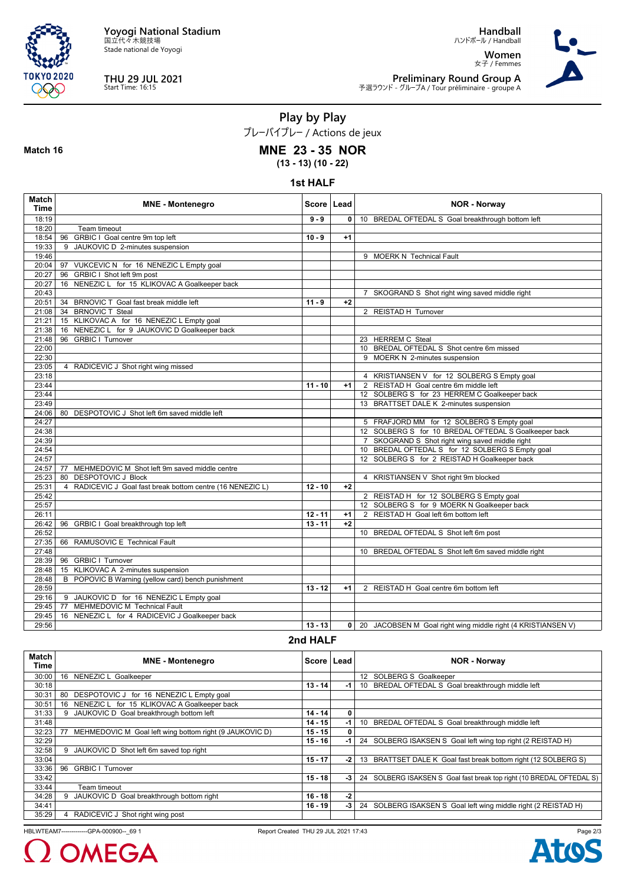Yoyogi National Stadium
国立代々木競技場
Stade national de Yoyogi

**THU 29 JUL 2021**
Start Time: 16:15

**Handball**
ハンドボール / Handball

**Women**
女子 / Femmes

**Preliminary Round Group A**
予選ラウンド - グループA / Tour préliminaire - groupe A

# Play by Play

プレーバイプレー / Actions de jeux

**Match 16**

## MNE 23 - 35 NOR

**(13 - 13) (10 - 22)**

### 1st HALF

| Match Time | MNE - Montenegro | Score | Lead | NOR - Norway |
|---|---|---|---|---|
| 18:19 | | 9 - 9 | 0 | 10 BREDAL OFTEDAL S Goal breakthrough bottom left |
| 18:20 | Team timeout | | | |
| 18:54 | 96 GRBIC I Goal centre 9m top left | 10 - 9 | +1 | |
| 19:33 | 9 JAUKOVIC D 2-minutes suspension | | | |
| 19:46 | | | | 9 MOERK N Technical Fault |
| 20:04 | 97 VUKCEVIC N for 16 NENEZIC L Empty goal | | | |
| 20:27 | 96 GRBIC I Shot left 9m post | | | |
| 20:27 | 16 NENEZIC L for 15 KLIKOVAC A Goalkeeper back | | | |
| 20:43 | | | | 7 SKOGRAND S Shot right wing saved middle right |
| 20:51 | 34 BRNOVIC T Goal fast break middle left | 11 - 9 | +2 | |
| 21:08 | 34 BRNOVIC T Steal | | | 2 REISTAD H Turnover |
| 21:21 | 15 KLIKOVAC A for 16 NENEZIC L Empty goal | | | |
| 21:38 | 16 NENEZIC L for 9 JAUKOVIC D Goalkeeper back | | | |
| 21:48 | 96 GRBIC I Turnover | | | 23 HERREM C Steal |
| 22:00 | | | | 10 BREDAL OFTEDAL S Shot centre 6m missed |
| 22:30 | | | | 9 MOERK N 2-minutes suspension |
| 23:05 | 4 RADICEVIC J Shot right wing missed | | | |
| 23:18 | | | | 4 KRISTIANSEN V for 12 SOLBERG S Empty goal |
| 23:44 | | 11 - 10 | +1 | 2 REISTAD H Goal centre 6m middle left |
| 23:44 | | | | 12 SOLBERG S for 23 HERREM C Goalkeeper back |
| 23:49 | | | | 13 BRATTSET DALE K 2-minutes suspension |
| 24:06 | 80 DESPOTOVIC J Shot left 6m saved middle left | | | |
| 24:27 | | | | 5 FRAFJORD MM for 12 SOLBERG S Empty goal |
| 24:38 | | | | 12 SOLBERG S for 10 BREDAL OFTEDAL S Goalkeeper back |
| 24:39 | | | | 7 SKOGRAND S Shot right wing saved middle right |
| 24:54 | | | | 10 BREDAL OFTEDAL S for 12 SOLBERG S Empty goal |
| 24:57 | | | | 12 SOLBERG S for 2 REISTAD H Goalkeeper back |
| 24:57 | 77 MEHMEDOVIC M Shot left 9m saved middle centre | | | |
| 25:23 | 80 DESPOTOVIC J Block | | | 4 KRISTIANSEN V Shot right 9m blocked |
| 25:31 | 4 RADICEVIC J Goal fast break bottom centre (16 NENEZIC L) | 12 - 10 | +2 | |
| 25:42 | | | | 2 REISTAD H for 12 SOLBERG S Empty goal |
| 25:57 | | | | 12 SOLBERG S for 9 MOERK N Goalkeeper back |
| 26:11 | | 12 - 11 | +1 | 2 REISTAD H Goal left 6m bottom left |
| 26:42 | 96 GRBIC I Goal breakthrough top left | 13 - 11 | +2 | |
| 26:52 | | | | 10 BREDAL OFTEDAL S Shot left 6m post |
| 27:35 | 66 RAMUSOVIC E Technical Fault | | | |
| 27:48 | | | | 10 BREDAL OFTEDAL S Shot left 6m saved middle right |
| 28:39 | 96 GRBIC I Turnover | | | |
| 28:48 | 15 KLIKOVAC A 2-minutes suspension | | | |
| 28:48 | B POPOVIC B Warning (yellow card) bench punishment | | | |
| 28:59 | | 13 - 12 | +1 | 2 REISTAD H Goal centre 6m bottom left |
| 29:16 | 9 JAUKOVIC D for 16 NENEZIC L Empty goal | | | |
| 29:45 | 77 MEHMEDOVIC M Technical Fault | | | |
| 29:45 | 16 NENEZIC L for 4 RADICEVIC J Goalkeeper back | | | |
| 29:56 | | 13 - 13 | 0 | 20 JACOBSEN M Goal right wing middle right (4 KRISTIANSEN V) |

### 2nd HALF

| Match Time | MNE - Montenegro | Score | Lead | NOR - Norway |
|---|---|---|---|---|
| 30:00 | 16 NENEZIC L Goalkeeper | | | 12 SOLBERG S Goalkeeper |
| 30:18 | | 13 - 14 | -1 | 10 BREDAL OFTEDAL S Goal breakthrough middle left |
| 30:31 | 80 DESPOTOVIC J for 16 NENEZIC L Empty goal | | | |
| 30:51 | 16 NENEZIC L for 15 KLIKOVAC A Goalkeeper back | | | |
| 31:33 | 9 JAUKOVIC D Goal breakthrough bottom left | 14 - 14 | 0 | |
| 31:48 | | 14 - 15 | -1 | 10 BREDAL OFTEDAL S Goal breakthrough middle left |
| 32:23 | 77 MEHMEDOVIC M Goal left wing bottom right (9 JAUKOVIC D) | 15 - 15 | 0 | |
| 32:29 | | 15 - 16 | -1 | 24 SOLBERG ISAKSEN S Goal left wing top right (2 REISTAD H) |
| 32:58 | 9 JAUKOVIC D Shot left 6m saved top right | | | |
| 33:04 | | 15 - 17 | -2 | 13 BRATTSET DALE K Goal fast break bottom right (12 SOLBERG S) |
| 33:36 | 96 GRBIC I Turnover | | | |
| 33:42 | | 15 - 18 | -3 | 24 SOLBERG ISAKSEN S Goal fast break top right (10 BREDAL OFTEDAL S) |
| 33:44 | Team timeout | | | |
| 34:28 | 9 JAUKOVIC D Goal breakthrough bottom right | 16 - 18 | -2 | |
| 34:41 | | 16 - 19 | -3 | 24 SOLBERG ISAKSEN S Goal left wing middle right (2 REISTAD H) |
| 35:29 | 4 RADICEVIC J Shot right wing post | | | |

HBLWTEAM7-------------GPA-000900--_69 1 Report Created THU 29 JUL 2021 17:43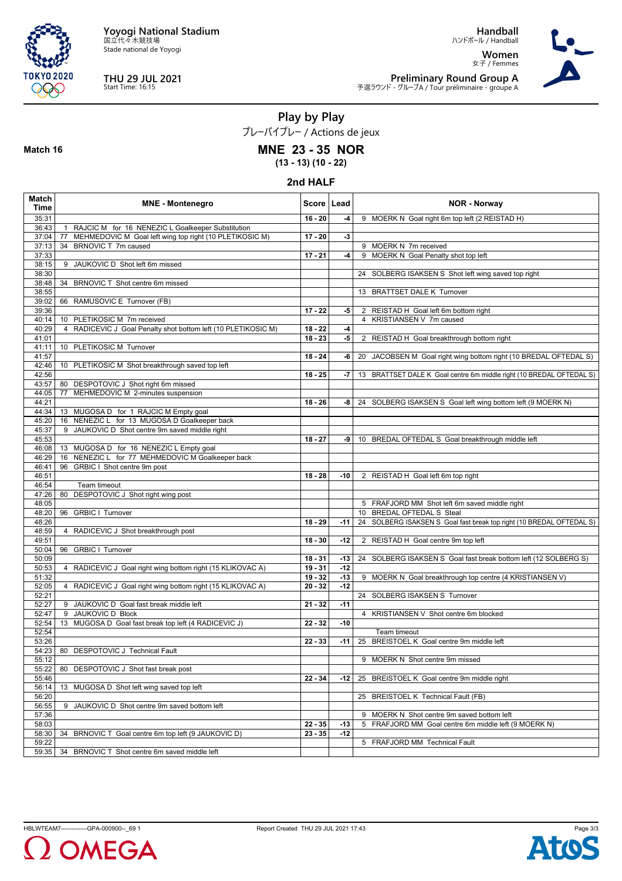Yoyogi National Stadium
国立代々木競技場
Stade national de Yoyogi

THU 29 JUL 2021
Start Time: 16:15

Handball
ハンドボール / Handball

Women
女子 / Femmes

Preliminary Round Group A
予選ラウンド - グループA / Tour préliminaire - groupe A

# Play by Play

プレーバイプレー / Actions de jeux

**Match 16**

## MNE 23 - 35 NOR

**(13 - 13) (10 - 22)**

### 2nd HALF

| Match Time | MNE - Montenegro | Score | Lead | NOR - Norway |
|---|---|---|---|---|
| 35:31 | | 16 - 20 | -4 | 9 MOERK N Goal right 6m top left (2 REISTAD H) |
| 36:43 | 1 RAJCIC M for 16 NENEZIC L Goalkeeper Substitution | | | |
| 37:04 | 77 MEHMEDOVIC M Goal left wing top right (10 PLETIKOSIC M) | 17 - 20 | -3 | |
| 37:13 | 34 BRNOVIC T 7m caused | | | 9 MOERK N 7m received |
| 37:33 | | 17 - 21 | -4 | 9 MOERK N Goal Penalty shot top left |
| 38:15 | 9 JAUKOVIC D Shot left 6m missed | | | |
| 38:30 | | | | 24 SOLBERG ISAKSEN S Shot left wing saved top right |
| 38:48 | 34 BRNOVIC T Shot centre 6m missed | | | |
| 38:55 | | | | 13 BRATTSET DALE K Turnover |
| 39:02 | 66 RAMUSOVIC E Turnover (FB) | | | |
| 39:36 | | 17 - 22 | -5 | 2 REISTAD H Goal left 6m bottom right |
| 40:14 | 10 PLETIKOSIC M 7m received | | | 4 KRISTIANSEN V 7m caused |
| 40:29 | 4 RADICEVIC J Goal Penalty shot bottom left (10 PLETIKOSIC M) | 18 - 22 | -4 | |
| 41:01 | | 18 - 23 | -5 | 2 REISTAD H Goal breakthrough bottom right |
| 41:11 | 10 PLETIKOSIC M Turnover | | | |
| 41:57 | | 18 - 24 | -6 | 20 JACOBSEN M Goal right wing bottom right (10 BREDAL OFTEDAL S) |
| 42:46 | 10 PLETIKOSIC M Shot breakthrough saved top left | | | |
| 42:56 | | 18 - 25 | -7 | 13 BRATTSET DALE K Goal centre 6m middle right (10 BREDAL OFTEDAL S) |
| 43:57 | 80 DESPOTOVIC J Shot right 6m missed | | | |
| 44:05 | 77 MEHMEDOVIC M 2-minutes suspension | | | |
| 44:21 | | 18 - 26 | -8 | 24 SOLBERG ISAKSEN S Goal left wing bottom left (9 MOERK N) |
| 44:34 | 13 MUGOSA D for 1 RAJCIC M Empty goal | | | |
| 45:20 | 16 NENEZIC L for 13 MUGOSA D Goalkeeper back | | | |
| 45:37 | 9 JAUKOVIC D Shot centre 9m saved middle right | | | |
| 45:53 | | 18 - 27 | -9 | 10 BREDAL OFTEDAL S Goal breakthrough middle left |
| 46:08 | 13 MUGOSA D for 16 NENEZIC L Empty goal | | | |
| 46:29 | 16 NENEZIC L for 77 MEHMEDOVIC M Goalkeeper back | | | |
| 46:41 | 96 GRBIC I Shot centre 9m post | | | |
| 46:51 | | 18 - 28 | -10 | 2 REISTAD H Goal left 6m top right |
| 46:54 | Team timeout | | | |
| 47:26 | 80 DESPOTOVIC J Shot right wing post | | | |
| 48:05 | | | | 5 FRAFJORD MM Shot left 6m saved middle right |
| 48:20 | 96 GRBIC I Turnover | | | 10 BREDAL OFTEDAL S Steal |
| 48:26 | | 18 - 29 | -11 | 24 SOLBERG ISAKSEN S Goal fast break top right (10 BREDAL OFTEDAL S) |
| 48:59 | 4 RADICEVIC J Shot breakthrough post | | | |
| 49:51 | | 18 - 30 | -12 | 2 REISTAD H Goal centre 9m top left |
| 50:04 | 96 GRBIC I Turnover | | | |
| 50:09 | | 18 - 31 | -13 | 24 SOLBERG ISAKSEN S Goal fast break bottom left (12 SOLBERG S) |
| 50:53 | 4 RADICEVIC J Goal right wing bottom right (15 KLIKOVAC A) | 19 - 31 | -12 | |
| 51:32 | | 19 - 32 | -13 | 9 MOERK N Goal breakthrough top centre (4 KRISTIANSEN V) |
| 52:05 | 4 RADICEVIC J Goal right wing bottom right (15 KLIKOVAC A) | 20 - 32 | -12 | |
| 52:21 | | | | 24 SOLBERG ISAKSEN S Turnover |
| 52:27 | 9 JAUKOVIC D Goal fast break middle left | 21 - 32 | -11 | |
| 52:47 | 9 JAUKOVIC D Block | | | 4 KRISTIANSEN V Shot centre 6m blocked |
| 52:54 | 13 MUGOSA D Goal fast break top left (4 RADICEVIC J) | 22 - 32 | -10 | |
| 52:54 | | | | Team timeout |
| 53:26 | | 22 - 33 | -11 | 25 BREISTOEL K Goal centre 9m middle left |
| 54:23 | 80 DESPOTOVIC J Technical Fault | | | |
| 55:12 | | | | 9 MOERK N Shot centre 9m missed |
| 55:22 | 80 DESPOTOVIC J Shot fast break post | | | |
| 55:46 | | 22 - 34 | -12 | 25 BREISTOEL K Goal centre 9m middle right |
| 56:14 | 13 MUGOSA D Shot left wing saved top left | | | |
| 56:20 | | | | 25 BREISTOEL K Technical Fault (FB) |
| 56:55 | 9 JAUKOVIC D Shot centre 9m saved bottom left | | | |
| 57:36 | | | | 9 MOERK N Shot centre 9m saved bottom left |
| 58:03 | | 22 - 35 | -13 | 5 FRAFJORD MM Goal centre 6m middle left (9 MOERK N) |
| 58:30 | 34 BRNOVIC T Goal centre 6m top left (9 JAUKOVIC D) | 23 - 35 | -12 | |
| 59:22 | | | | 5 FRAFJORD MM Technical Fault |
| 59:35 | 34 BRNOVIC T Shot centre 6m saved middle left | | | |

HBLWTEAM7-------------GPA-000900--_69 1 Report Created THU 29 JUL 2021 17:43